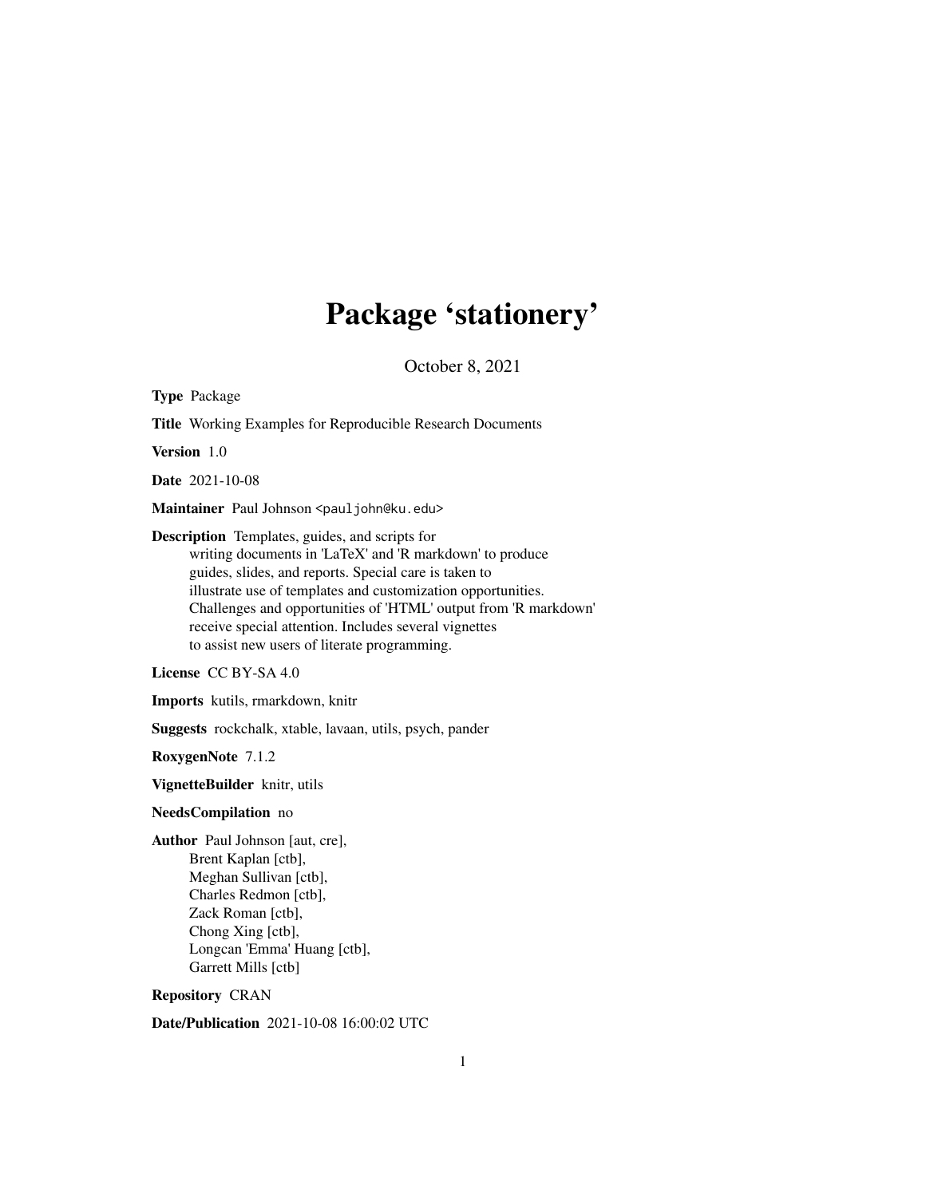# Package 'stationery'

October 8, 2021

**Type** Package

**Title** Working Examples for Reproducible Research Documents

**Version** 1.0

**Date** 2021-10-08

**Maintainer** Paul Johnson <pauljohn@ku.edu>

**Description** Templates, guides, and scripts for writing documents in 'LaTeX' and 'R markdown' to produce guides, slides, and reports. Special care is taken to illustrate use of templates and customization opportunities. Challenges and opportunities of 'HTML' output from 'R markdown' receive special attention. Includes several vignettes to assist new users of literate programming.

**License** CC BY-SA 4.0

**Imports** kutils, rmarkdown, knitr

**Suggests** rockchalk, xtable, lavaan, utils, psych, pander

**RoxygenNote** 7.1.2

**VignetteBuilder** knitr, utils

**NeedsCompilation** no

**Author** Paul Johnson [aut, cre],
Brent Kaplan [ctb],
Meghan Sullivan [ctb],
Charles Redmon [ctb],
Zack Roman [ctb],
Chong Xing [ctb],
Longcan 'Emma' Huang [ctb],
Garrett Mills [ctb]

**Repository** CRAN

**Date/Publication** 2021-10-08 16:00:02 UTC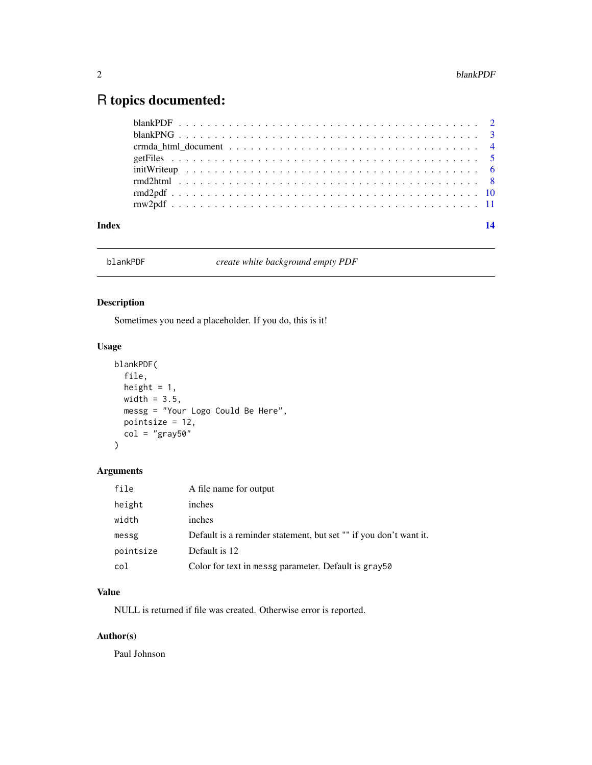# R topics documented:

| | |
|---|---|
| blankPDF | 2 |
| blankPNG | 3 |
| crmda_html_document | 4 |
| getFiles | 5 |
| initWriteup | 6 |
| rmd2html | 8 |
| rmd2pdf | 10 |
| rnw2pdf | 11 |
| **Index** | **14** |

---

## blankPDF — *create white background empty PDF*

### Description

Sometimes you need a placeholder. If you do, this is it!

### Usage

```
blankPDF(
  file,
  height = 1,
  width = 3.5,
  messg = "Your Logo Could Be Here",
  pointsize = 12,
  col = "gray50"
)
```

### Arguments

| | |
|---|---|
| `file` | A file name for output |
| `height` | inches |
| `width` | inches |
| `messg` | Default is a reminder statement, but set "" if you don't want it. |
| `pointsize` | Default is 12 |
| `col` | Color for text in `messg` parameter. Default is `gray50` |

### Value

NULL is returned if file was created. Otherwise error is reported.

### Author(s)

Paul Johnson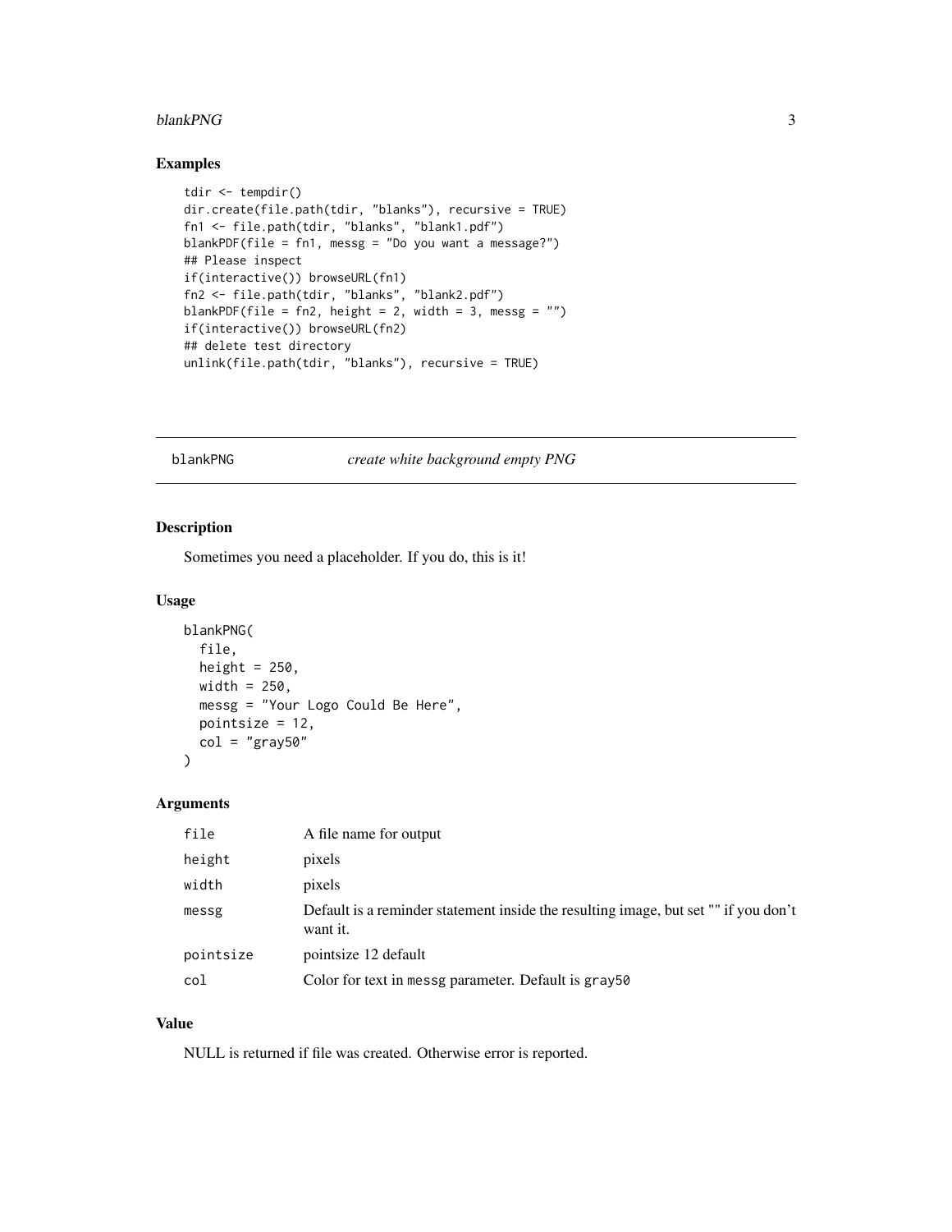## Examples

```
tdir <- tempdir()
dir.create(file.path(tdir, "blanks"), recursive = TRUE)
fn1 <- file.path(tdir, "blanks", "blank1.pdf")
blankPDF(file = fn1, messg = "Do you want a message?")
## Please inspect
if(interactive()) browseURL(fn1)
fn2 <- file.path(tdir, "blanks", "blank2.pdf")
blankPDF(file = fn2, height = 2, width = 3, messg = "")
if(interactive()) browseURL(fn2)
## delete test directory
unlink(file.path(tdir, "blanks"), recursive = TRUE)
```

---

# blankPNG *create white background empty PNG*

---

## Description

Sometimes you need a placeholder. If you do, this is it!

## Usage

```
blankPNG(
  file,
  height = 250,
  width = 250,
  messg = "Your Logo Could Be Here",
  pointsize = 12,
  col = "gray50"
)
```

## Arguments

| | |
|---|---|
| `file` | A file name for output |
| `height` | pixels |
| `width` | pixels |
| `messg` | Default is a reminder statement inside the resulting image, but set "" if you don't want it. |
| `pointsize` | pointsize 12 default |
| `col` | Color for text in `messg` parameter. Default is `gray50` |

## Value

NULL is returned if file was created. Otherwise error is reported.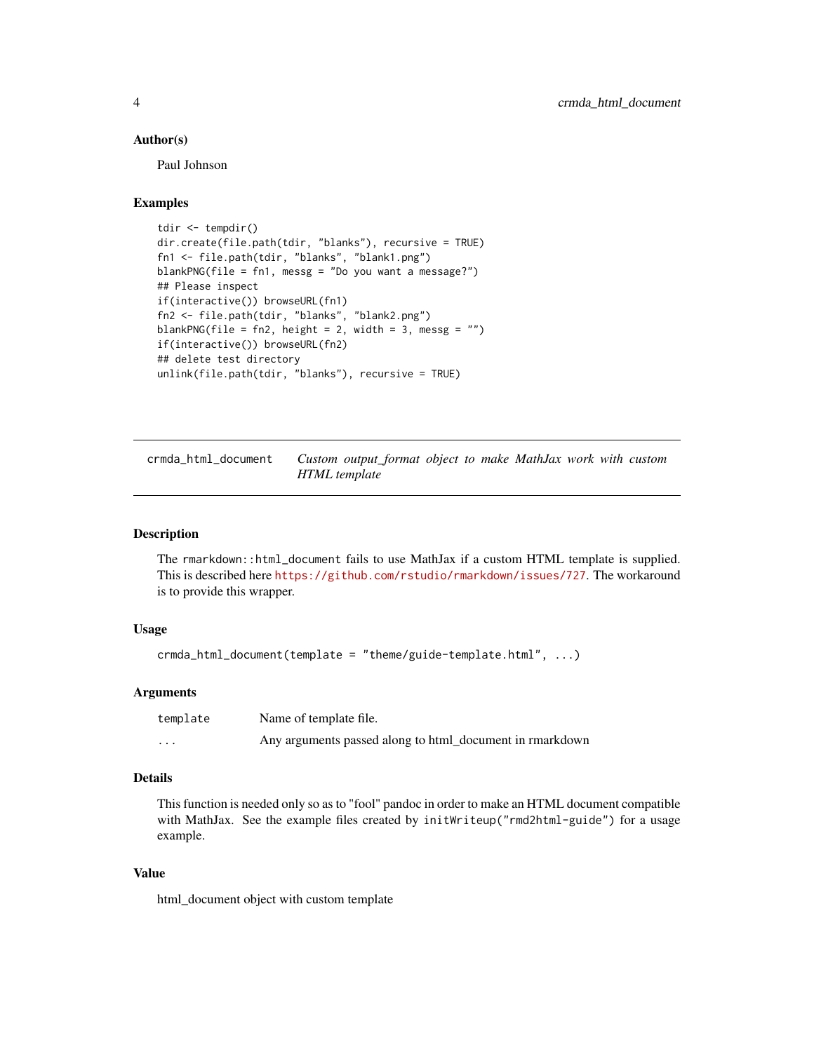### Author(s)

Paul Johnson

### Examples

```
tdir <- tempdir()
dir.create(file.path(tdir, "blanks"), recursive = TRUE)
fn1 <- file.path(tdir, "blanks", "blank1.png")
blankPNG(file = fn1, messg = "Do you want a message?")
## Please inspect
if(interactive()) browseURL(fn1)
fn2 <- file.path(tdir, "blanks", "blank2.png")
blankPNG(file = fn2, height = 2, width = 3, messg = "")
if(interactive()) browseURL(fn2)
## delete test directory
unlink(file.path(tdir, "blanks"), recursive = TRUE)
```

---

## crmda_html_document — *Custom output_format object to make MathJax work with custom HTML template*

---

### Description

The `rmarkdown::html_document` fails to use MathJax if a custom HTML template is supplied. This is described here https://github.com/rstudio/rmarkdown/issues/727. The workaround is to provide this wrapper.

### Usage

```
crmda_html_document(template = "theme/guide-template.html", ...)
```

### Arguments

| | |
|---|---|
| `template` | Name of template file. |
| `...` | Any arguments passed along to html_document in rmarkdown |

### Details

This function is needed only so as to "fool" pandoc in order to make an HTML document compatible with MathJax. See the example files created by `initWriteup("rmd2html-guide")` for a usage example.

### Value

html_document object with custom template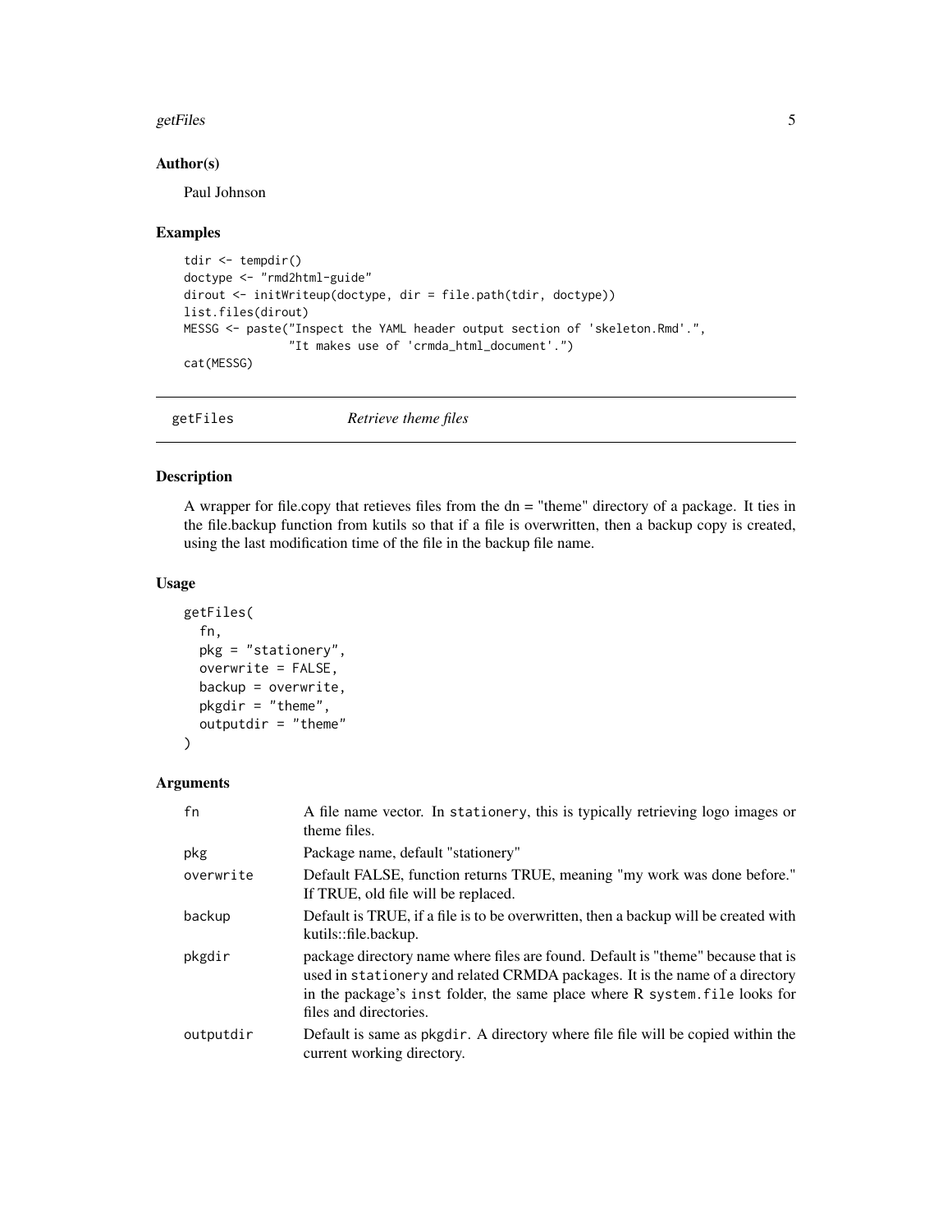## Author(s)

Paul Johnson

## Examples

```
tdir <- tempdir()
doctype <- "rmd2html-guide"
dirout <- initWriteup(doctype, dir = file.path(tdir, doctype))
list.files(dirout)
MESSG <- paste("Inspect the YAML header output section of 'skeleton.Rmd'.",
               "It makes use of 'crmda_html_document'.")
cat(MESSG)
```

---

# getFiles *Retrieve theme files*

## Description

A wrapper for file.copy that retieves files from the dn = "theme" directory of a package. It ties in the file.backup function from kutils so that if a file is overwritten, then a backup copy is created, using the last modification time of the file in the backup file name.

## Usage

```
getFiles(
  fn,
  pkg = "stationery",
  overwrite = FALSE,
  backup = overwrite,
  pkgdir = "theme",
  outputdir = "theme"
)
```

## Arguments

| | |
|---|---|
| `fn` | A file name vector. In `stationery`, this is typically retrieving logo images or theme files. |
| `pkg` | Package name, default "stationery" |
| `overwrite` | Default FALSE, function returns TRUE, meaning "my work was done before." If TRUE, old file will be replaced. |
| `backup` | Default is TRUE, if a file is to be overwritten, then a backup will be created with kutils::file.backup. |
| `pkgdir` | package directory name where files are found. Default is "theme" because that is used in `stationery` and related CRMDA packages. It is the name of a directory in the package's `inst` folder, the same place where R `system.file` looks for files and directories. |
| `outputdir` | Default is same as `pkgdir`. A directory where file file will be copied within the current working directory. |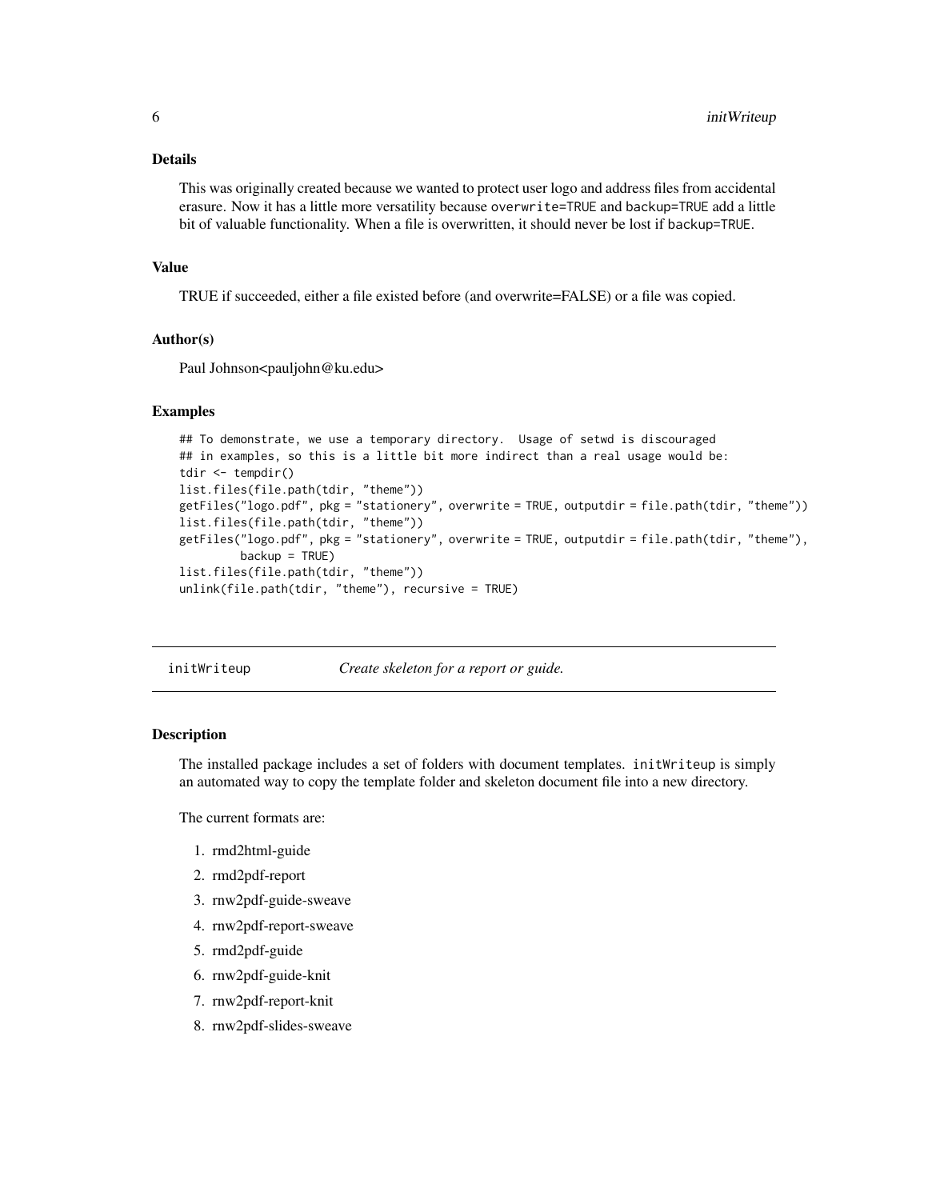### Details

This was originally created because we wanted to protect user logo and address files from accidental erasure. Now it has a little more versatility because `overwrite=TRUE` and `backup=TRUE` add a little bit of valuable functionality. When a file is overwritten, it should never be lost if `backup=TRUE`.

### Value

TRUE if succeeded, either a file existed before (and overwrite=FALSE) or a file was copied.

### Author(s)

Paul Johnson<pauljohn@ku.edu>

### Examples

```
## To demonstrate, we use a temporary directory.  Usage of setwd is discouraged
## in examples, so this is a little bit more indirect than a real usage would be:
tdir <- tempdir()
list.files(file.path(tdir, "theme"))
getFiles("logo.pdf", pkg = "stationery", overwrite = TRUE, outputdir = file.path(tdir, "theme"))
list.files(file.path(tdir, "theme"))
getFiles("logo.pdf", pkg = "stationery", overwrite = TRUE, outputdir = file.path(tdir, "theme"),
         backup = TRUE)
list.files(file.path(tdir, "theme"))
unlink(file.path(tdir, "theme"), recursive = TRUE)
```

---

## initWriteup — *Create skeleton for a report or guide.*

### Description

The installed package includes a set of folders with document templates. `initWriteup` is simply an automated way to copy the template folder and skeleton document file into a new directory.

The current formats are:

1. rmd2html-guide
2. rmd2pdf-report
3. rnw2pdf-guide-sweave
4. rnw2pdf-report-sweave
5. rmd2pdf-guide
6. rnw2pdf-guide-knit
7. rnw2pdf-report-knit
8. rnw2pdf-slides-sweave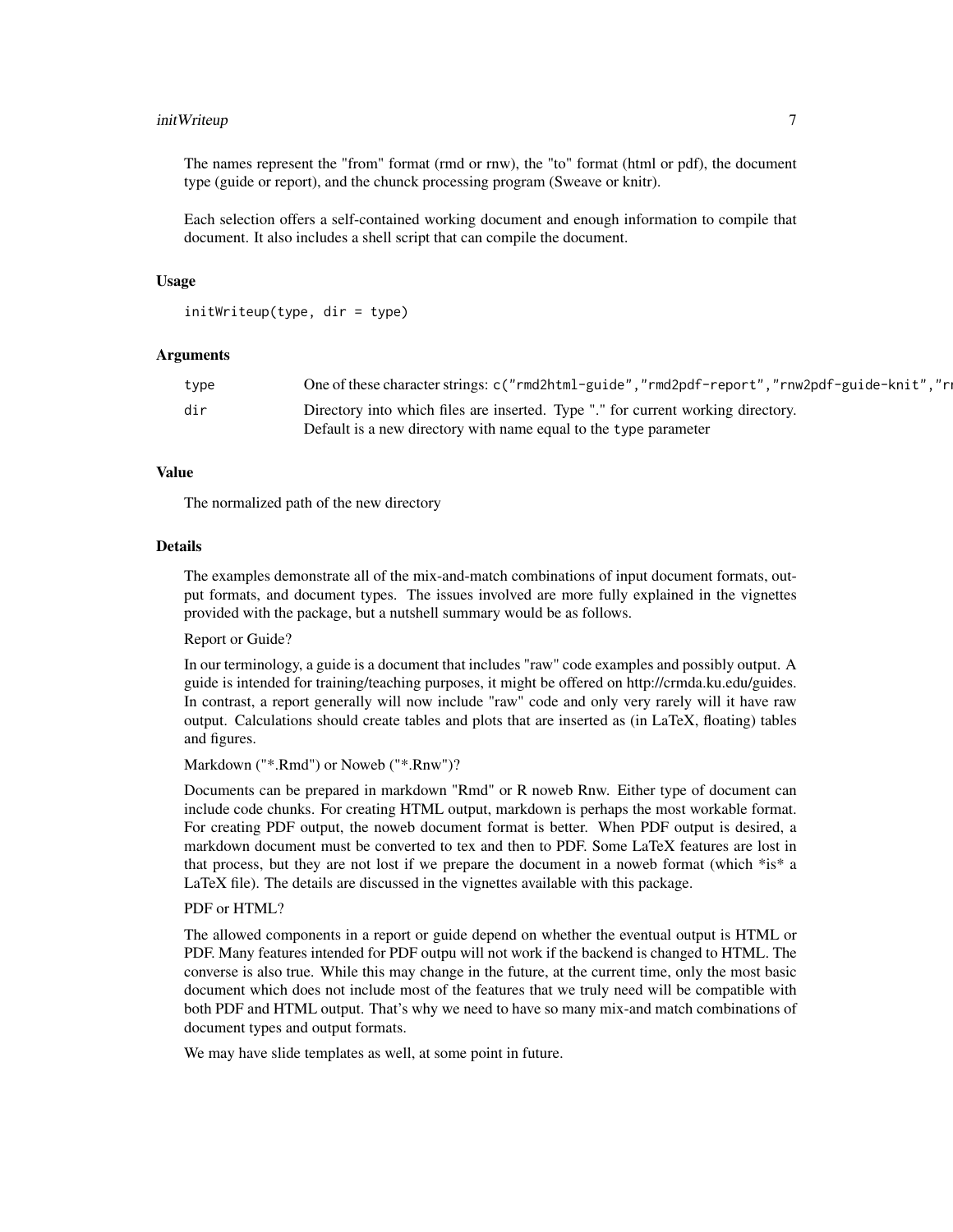The names represent the "from" format (rmd or rnw), the "to" format (html or pdf), the document type (guide or report), and the chunck processing program (Sweave or knitr).

Each selection offers a self-contained working document and enough information to compile that document. It also includes a shell script that can compile the document.

### Usage

```
initWriteup(type, dir = type)
```

### Arguments

| | |
|---|---|
| type | One of these character strings: `c("rmd2html-guide","rmd2pdf-report","rnw2pdf-guide-knit","r` |
| dir | Directory into which files are inserted. Type "." for current working directory. Default is a new directory with name equal to the `type` parameter |

### Value

The normalized path of the new directory

### Details

The examples demonstrate all of the mix-and-match combinations of input document formats, output formats, and document types. The issues involved are more fully explained in the vignettes provided with the package, but a nutshell summary would be as follows.

Report or Guide?

In our terminology, a guide is a document that includes "raw" code examples and possibly output. A guide is intended for training/teaching purposes, it might be offered on http://crmda.ku.edu/guides. In contrast, a report generally will now include "raw" code and only very rarely will it have raw output. Calculations should create tables and plots that are inserted as (in LaTeX, floating) tables and figures.

Markdown ("*.Rmd") or Noweb ("*.Rnw")?

Documents can be prepared in markdown "Rmd" or R noweb Rnw. Either type of document can include code chunks. For creating HTML output, markdown is perhaps the most workable format. For creating PDF output, the noweb document format is better. When PDF output is desired, a markdown document must be converted to tex and then to PDF. Some LaTeX features are lost in that process, but they are not lost if we prepare the document in a noweb format (which *is* a LaTeX file). The details are discussed in the vignettes available with this package.

PDF or HTML?

The allowed components in a report or guide depend on whether the eventual output is HTML or PDF. Many features intended for PDF outpu will not work if the backend is changed to HTML. The converse is also true. While this may change in the future, at the current time, only the most basic document which does not include most of the features that we truly need will be compatible with both PDF and HTML output. That's why we need to have so many mix-and match combinations of document types and output formats.

We may have slide templates as well, at some point in future.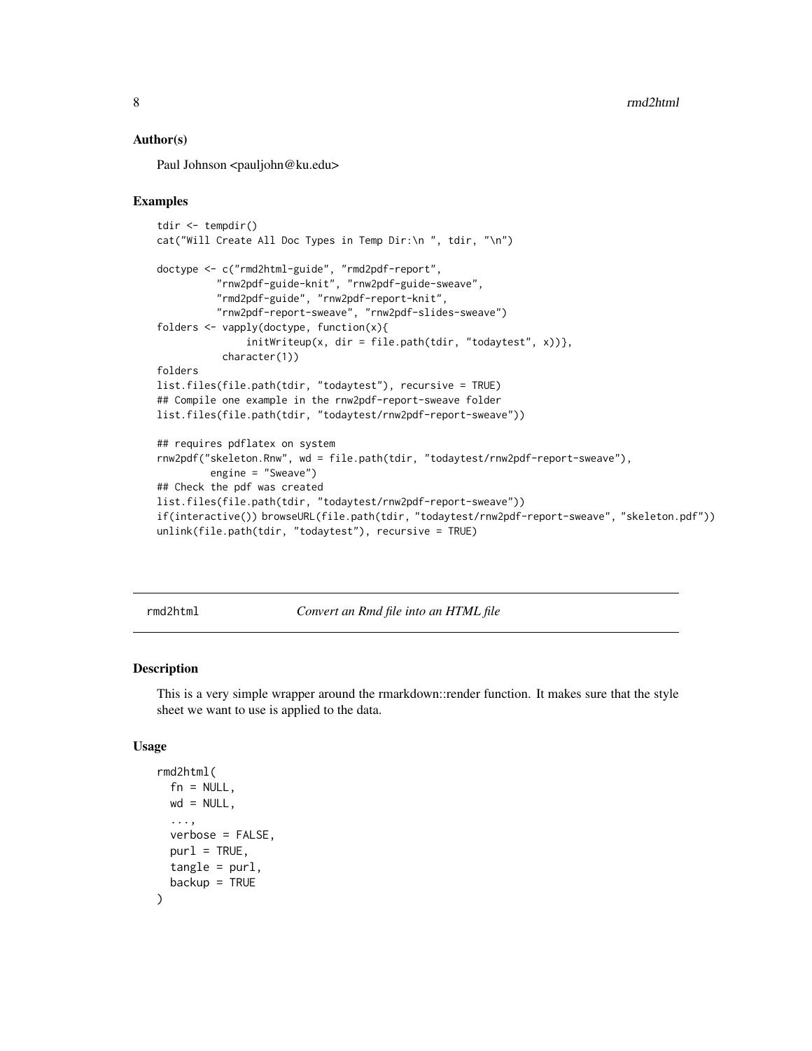## Author(s)

Paul Johnson <pauljohn@ku.edu>

## Examples

```
tdir <- tempdir()
cat("Will Create All Doc Types in Temp Dir:\n ", tdir, "\n")

doctype <- c("rmd2html-guide", "rmd2pdf-report",
          "rnw2pdf-guide-knit", "rnw2pdf-guide-sweave",
          "rmd2pdf-guide", "rnw2pdf-report-knit",
          "rnw2pdf-report-sweave", "rnw2pdf-slides-sweave")
folders <- vapply(doctype, function(x){
               initWriteup(x, dir = file.path(tdir, "todaytest", x))},
           character(1))
folders
list.files(file.path(tdir, "todaytest"), recursive = TRUE)
## Compile one example in the rnw2pdf-report-sweave folder
list.files(file.path(tdir, "todaytest/rnw2pdf-report-sweave"))

## requires pdflatex on system
rnw2pdf("skeleton.Rnw", wd = file.path(tdir, "todaytest/rnw2pdf-report-sweave"),
        engine = "Sweave")
## Check the pdf was created
list.files(file.path(tdir, "todaytest/rnw2pdf-report-sweave"))
if(interactive()) browseURL(file.path(tdir, "todaytest/rnw2pdf-report-sweave", "skeleton.pdf"))
unlink(file.path(tdir, "todaytest"), recursive = TRUE)
```

---

# rmd2html — *Convert an Rmd file into an HTML file*

## Description

This is a very simple wrapper around the rmarkdown::render function. It makes sure that the style sheet we want to use is applied to the data.

## Usage

```
rmd2html(
  fn = NULL,
  wd = NULL,
  ...,
  verbose = FALSE,
  purl = TRUE,
  tangle = purl,
  backup = TRUE
)
```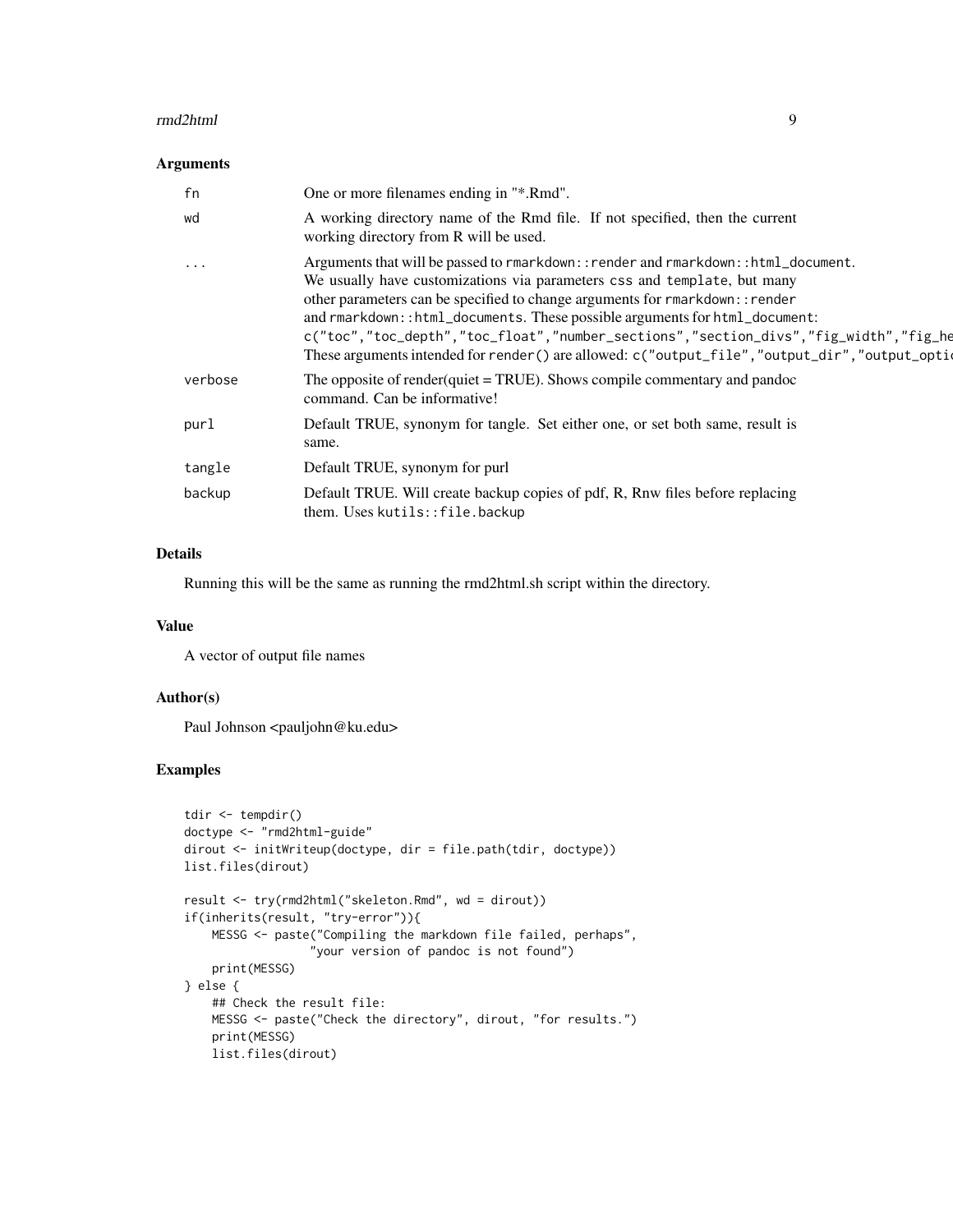### Arguments

| | |
|---|---|
| `fn` | One or more filenames ending in "*.Rmd". |
| `wd` | A working directory name of the Rmd file. If not specified, then the current working directory from R will be used. |
| `...` | Arguments that will be passed to `rmarkdown::render` and `rmarkdown::html_document`. We usually have customizations via parameters `css` and `template`, but many other parameters can be specified to change arguments for `rmarkdown::render` and `rmarkdown::html_documents`. These possible arguments for `html_document`: `c("toc","toc_depth","toc_float","number_sections","section_divs","fig_width","fig_he` These arguments intended for `render()` are allowed: `c("output_file","output_dir","output_optic` |
| `verbose` | The opposite of render(quiet = TRUE). Shows compile commentary and pandoc command. Can be informative! |
| `purl` | Default TRUE, synonym for tangle. Set either one, or set both same, result is same. |
| `tangle` | Default TRUE, synonym for purl |
| `backup` | Default TRUE. Will create backup copies of pdf, R, Rnw files before replacing them. Uses `kutils::file.backup` |

### Details

Running this will be the same as running the rmd2html.sh script within the directory.

### Value

A vector of output file names

### Author(s)

Paul Johnson <pauljohn@ku.edu>

### Examples

```
tdir <- tempdir()
doctype <- "rmd2html-guide"
dirout <- initWriteup(doctype, dir = file.path(tdir, doctype))
list.files(dirout)

result <- try(rmd2html("skeleton.Rmd", wd = dirout))
if(inherits(result, "try-error")){
    MESSG <- paste("Compiling the markdown file failed, perhaps",
                   "your version of pandoc is not found")
    print(MESSG)
} else {
    ## Check the result file:
    MESSG <- paste("Check the directory", dirout, "for results.")
    print(MESSG)
    list.files(dirout)
```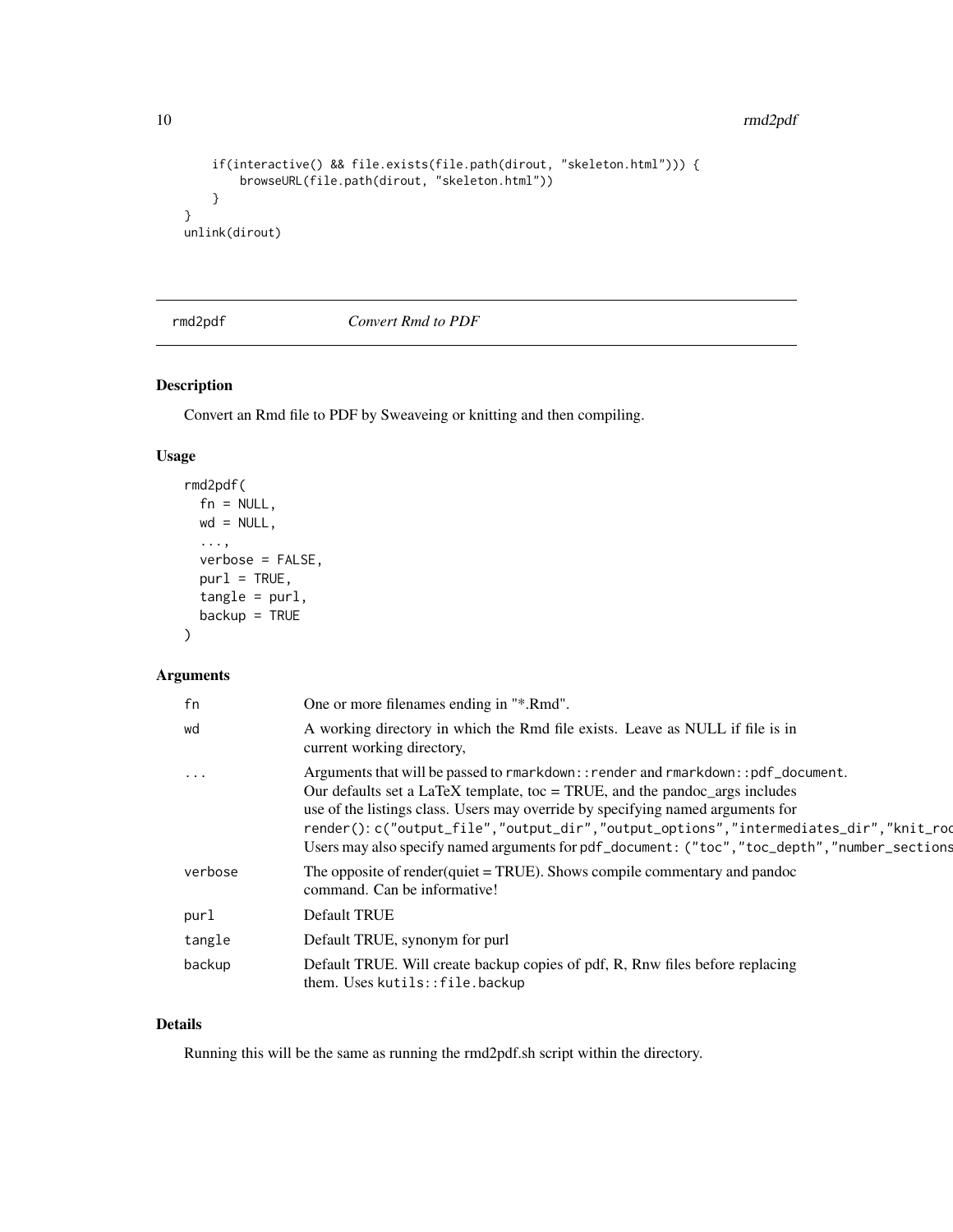```
    if(interactive() && file.exists(file.path(dirout, "skeleton.html"))) {
        browseURL(file.path(dirout, "skeleton.html"))
    }
}
unlink(dirout)
```

## rmd2pdf — *Convert Rmd to PDF*

### Description

Convert an Rmd file to PDF by Sweaveing or knitting and then compiling.

### Usage

```
rmd2pdf(
  fn = NULL,
  wd = NULL,
  ...,
  verbose = FALSE,
  purl = TRUE,
  tangle = purl,
  backup = TRUE
)
```

### Arguments

| | |
|---|---|
| fn | One or more filenames ending in "*.Rmd". |
| wd | A working directory in which the Rmd file exists. Leave as NULL if file is in current working directory, |
| ... | Arguments that will be passed to `rmarkdown::render` and `rmarkdown::pdf_document`. Our defaults set a LaTeX template, toc = TRUE, and the pandoc_args includes use of the listings class. Users may override by specifying named arguments for render(): `c("output_file","output_dir","output_options","intermediates_dir","knit_roo` Users may also specify named arguments for pdf_document: `("toc","toc_depth","number_sections` |
| verbose | The opposite of render(quiet = TRUE). Shows compile commentary and pandoc command. Can be informative! |
| purl | Default TRUE |
| tangle | Default TRUE, synonym for purl |
| backup | Default TRUE. Will create backup copies of pdf, R, Rnw files before replacing them. Uses `kutils::file.backup` |

### Details

Running this will be the same as running the rmd2pdf.sh script within the directory.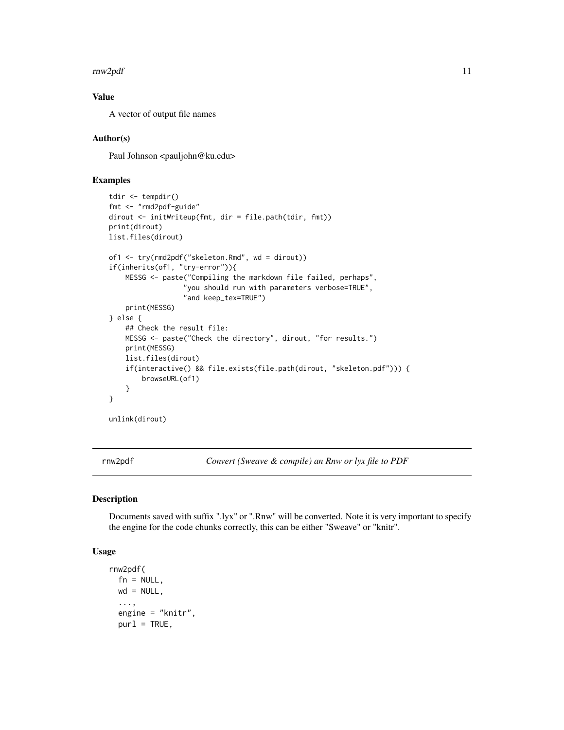### Value

A vector of output file names

### Author(s)

Paul Johnson <pauljohn@ku.edu>

### Examples

```
tdir <- tempdir()
fmt <- "rmd2pdf-guide"
dirout <- initWriteup(fmt, dir = file.path(tdir, fmt))
print(dirout)
list.files(dirout)

of1 <- try(rmd2pdf("skeleton.Rmd", wd = dirout))
if(inherits(of1, "try-error")){
    MESSG <- paste("Compiling the markdown file failed, perhaps",
                   "you should run with parameters verbose=TRUE",
                   "and keep_tex=TRUE")
    print(MESSG)
} else {
    ## Check the result file:
    MESSG <- paste("Check the directory", dirout, "for results.")
    print(MESSG)
    list.files(dirout)
    if(interactive() && file.exists(file.path(dirout, "skeleton.pdf"))) {
        browseURL(of1)
    }
}

unlink(dirout)
```

---

## rnw2pdf — *Convert (Sweave & compile) an Rnw or lyx file to PDF*

---

### Description

Documents saved with suffix ".lyx" or ".Rnw" will be converted. Note it is very important to specify the engine for the code chunks correctly, this can be either "Sweave" or "knitr".

### Usage

```
rnw2pdf(
  fn = NULL,
  wd = NULL,
  ...,
  engine = "knitr",
  purl = TRUE,
```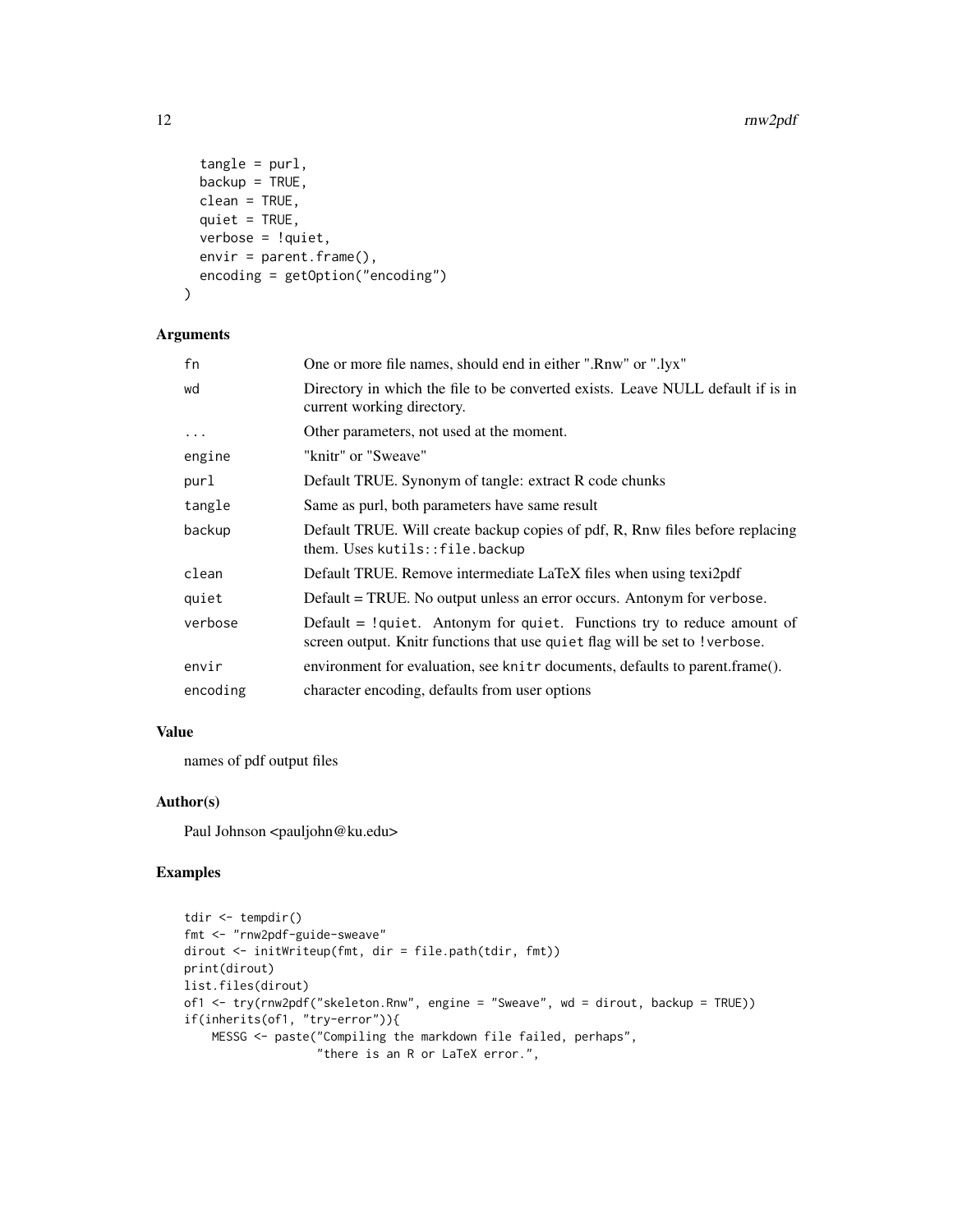```
  tangle = purl,
  backup = TRUE,
  clean = TRUE,
  quiet = TRUE,
  verbose = !quiet,
  envir = parent.frame(),
  encoding = getOption("encoding")
)
```

### Arguments

| | |
|---|---|
| `fn` | One or more file names, should end in either ".Rnw" or ".lyx" |
| `wd` | Directory in which the file to be converted exists. Leave NULL default if is in current working directory. |
| `...` | Other parameters, not used at the moment. |
| `engine` | "knitr" or "Sweave" |
| `purl` | Default TRUE. Synonym of tangle: extract R code chunks |
| `tangle` | Same as purl, both parameters have same result |
| `backup` | Default TRUE. Will create backup copies of pdf, R, Rnw files before replacing them. Uses `kutils::file.backup` |
| `clean` | Default TRUE. Remove intermediate LaTeX files when using texi2pdf |
| `quiet` | Default = TRUE. No output unless an error occurs. Antonym for `verbose`. |
| `verbose` | Default = `!quiet`. Antonym for `quiet`. Functions try to reduce amount of screen output. Knitr functions that use `quiet` flag will be set to `!verbose`. |
| `envir` | environment for evaluation, see `knitr` documents, defaults to parent.frame(). |
| `encoding` | character encoding, defaults from user options |

### Value

names of pdf output files

### Author(s)

Paul Johnson <pauljohn@ku.edu>

### Examples

```
tdir <- tempdir()
fmt <- "rnw2pdf-guide-sweave"
dirout <- initWriteup(fmt, dir = file.path(tdir, fmt))
print(dirout)
list.files(dirout)
of1 <- try(rnw2pdf("skeleton.Rnw", engine = "Sweave", wd = dirout, backup = TRUE))
if(inherits(of1, "try-error")){
    MESSG <- paste("Compiling the markdown file failed, perhaps",
                   "there is an R or LaTeX error.",
```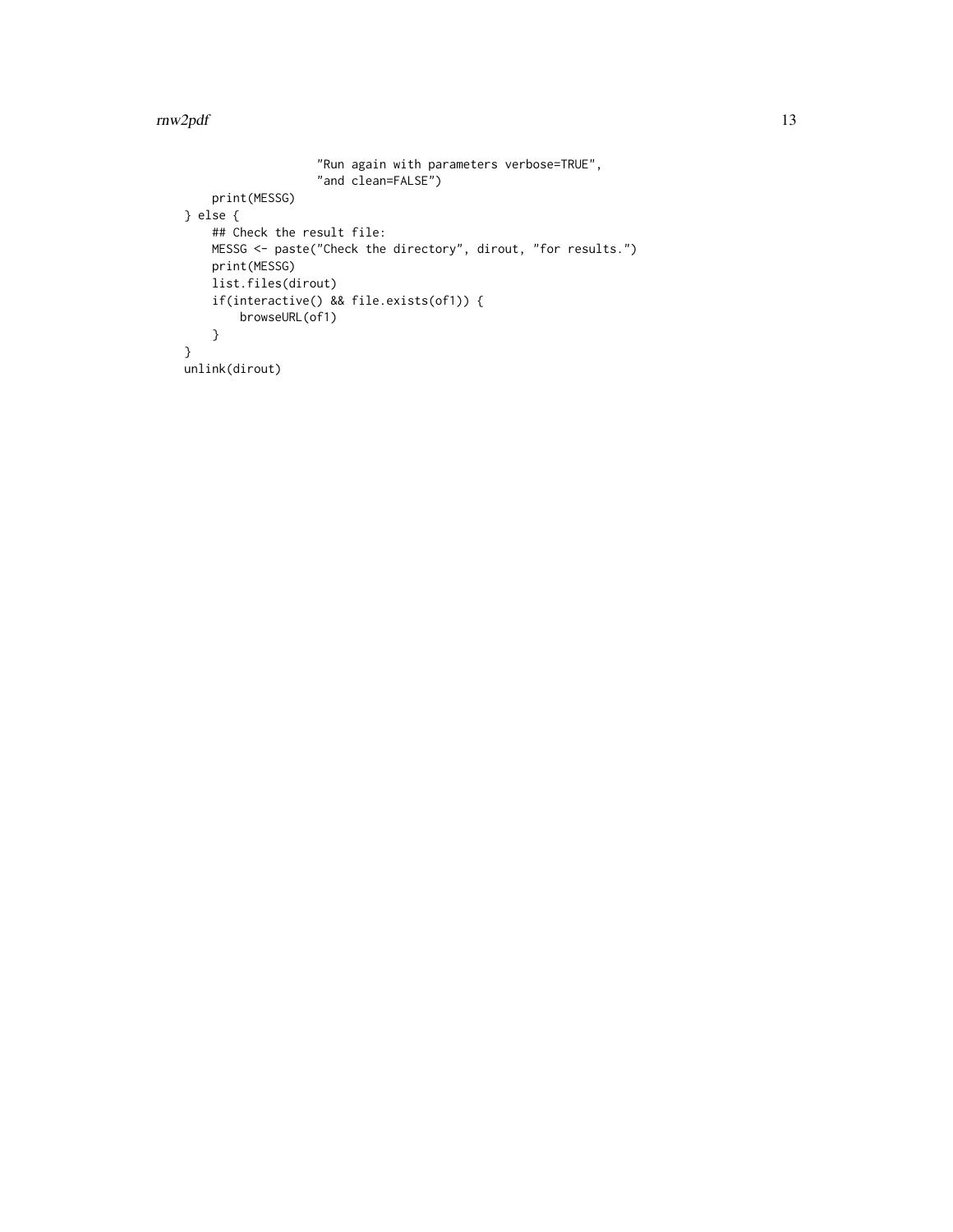```
                    "Run again with parameters verbose=TRUE",
                    "and clean=FALSE")
    print(MESSG)
} else {
    ## Check the result file:
    MESSG <- paste("Check the directory", dirout, "for results.")
    print(MESSG)
    list.files(dirout)
    if(interactive() && file.exists(of1)) {
        browseURL(of1)
    }
}
unlink(dirout)
```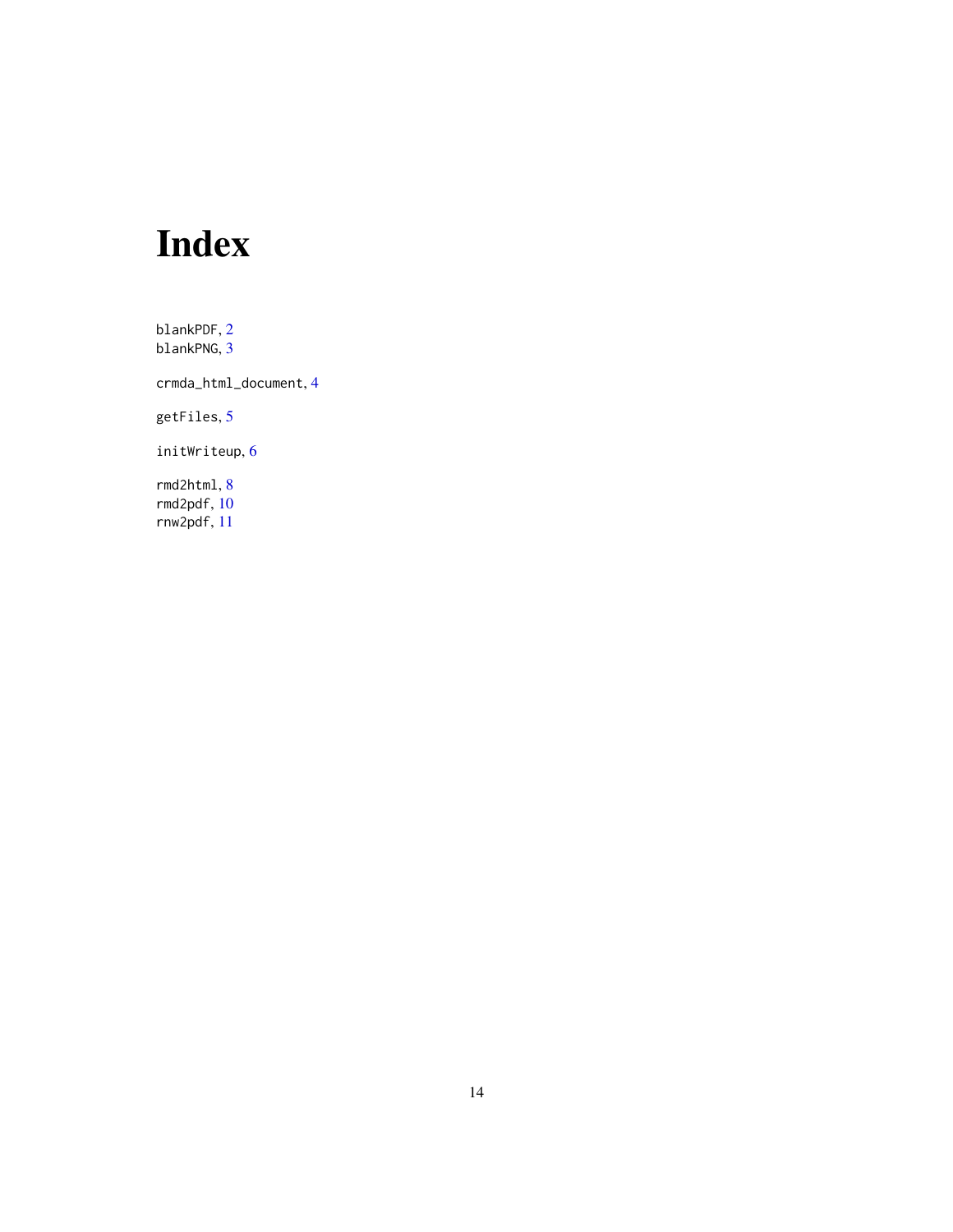# Index

blankPDF, 2
blankPNG, 3

crmda_html_document, 4

getFiles, 5

initWriteup, 6

rmd2html, 8
rmd2pdf, 10
rnw2pdf, 11